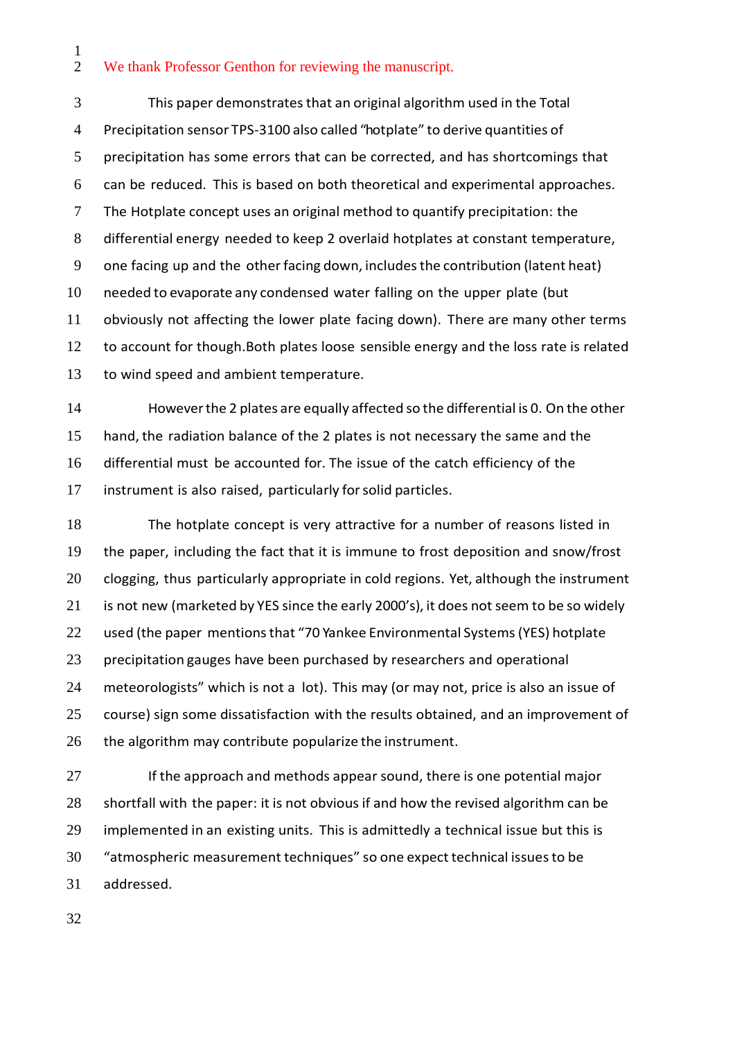We thank Professor Genthon for reviewing the manuscript.

This paper demonstrates that an original algorithm used in the Total Precipitation sensor TPS-3100 also called "hotplate" to derive quantities of precipitation has some errors that can be corrected, and has shortcomings that can be reduced. This is based on both theoretical and experimental approaches. The Hotplate concept uses an original method to quantify precipitation: the differential energy needed to keep 2 overlaid hotplates at constant temperature, one facing up and the other facing down, includes the contribution (latent heat) needed to evaporate any condensed water falling on the upper plate (but obviously not affecting the lower plate facing down). There are many other terms to account for though.Both plates loose sensible energy and the loss rate is related to wind speed and ambient temperature.

However the 2 plates are equally affected so the differential is 0. On the other hand, the radiation balance of the 2 plates is not necessary the same and the differential must be accounted for. The issue of the catch efficiency of the instrument is also raised, particularly for solid particles.

The hotplate concept is very attractive for a number of reasons listed in the paper, including the fact that it is immune to frost deposition and snow/frost clogging, thus particularly appropriate in cold regions. Yet, although the instrument is not new (marketed by YES since the early 2000's), it does not seem to be so widely used (the paper mentions that "70 Yankee Environmental Systems (YES) hotplate precipitation gauges have been purchased by researchers and operational meteorologists" which is not a lot). This may (or may not, price is also an issue of course) sign some dissatisfaction with the results obtained, and an improvement of the algorithm may contribute popularize the instrument.

If the approach and methods appear sound, there is one potential major shortfall with the paper: it is not obvious if and how the revised algorithm can be implemented in an existing units. This is admittedly a technical issue but this is "atmospheric measurement techniques" so one expect technical issues to be addressed.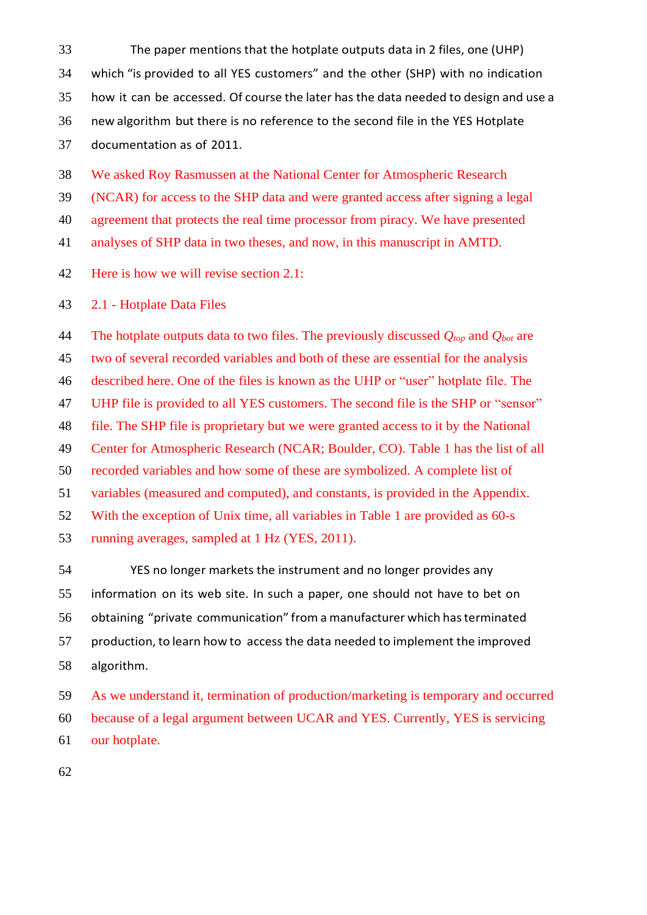The paper mentions that the hotplate outputs data in 2 files, one (UHP) which "is provided to all YES customers" and the other (SHP) with no indication how it can be accessed. Of course the later has the data needed to design and use a new algorithm but there is no reference to the second file in the YES Hotplate documentation as of 2011.

We asked Roy Rasmussen at the National Center for Atmospheric Research (NCAR) for access to the SHP data and were granted access after signing a legal agreement that protects the real time processor from piracy. We have presented analyses of SHP data in two theses, and now, in this manuscript in AMTD.

Here is how we will revise section 2.1:

2.1 - Hotplate Data Files

The hotplate outputs data to two files. The previously discussed $Q_{top}$ and $Q_{bot}$ are two of several recorded variables and both of these are essential for the analysis described here. One of the files is known as the UHP or "user" hotplate file. The UHP file is provided to all YES customers. The second file is the SHP or "sensor" file. The SHP file is proprietary but we were granted access to it by the National Center for Atmospheric Research (NCAR; Boulder, CO). Table 1 has the list of all recorded variables and how some of these are symbolized. A complete list of variables (measured and computed), and constants, is provided in the Appendix. With the exception of Unix time, all variables in Table 1 are provided as 60-s running averages, sampled at 1 Hz (YES, 2011).

YES no longer markets the instrument and no longer provides any information on its web site. In such a paper, one should not have to bet on obtaining "private communication" from a manufacturer which has terminated production, to learn how to access the data needed to implement the improved algorithm.

As we understand it, termination of production/marketing is temporary and occurred because of a legal argument between UCAR and YES. Currently, YES is servicing our hotplate.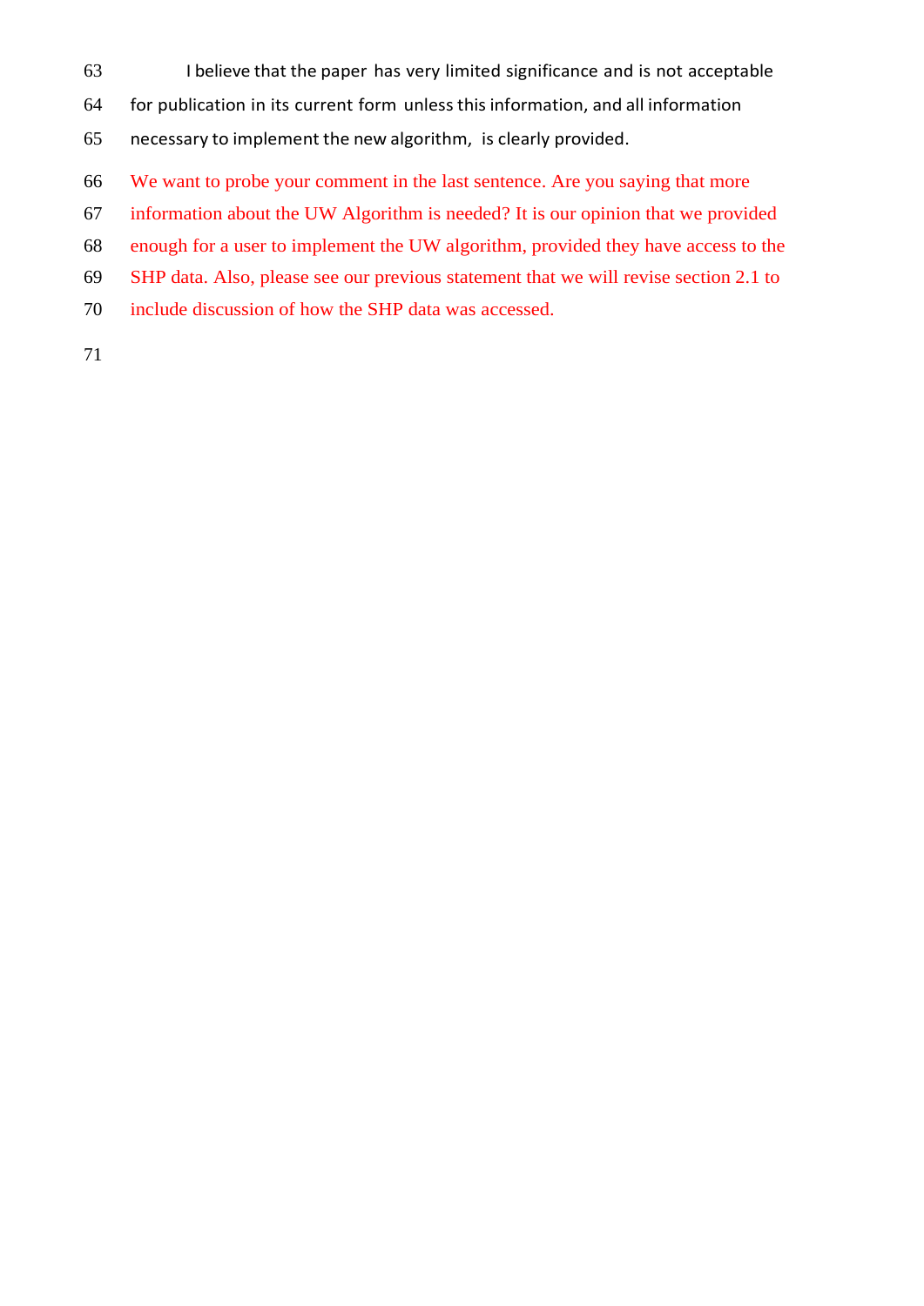I believe that the paper has very limited significance and is not acceptable for publication in its current form unless this information, and all information necessary to implement the new algorithm, is clearly provided.

We want to probe your comment in the last sentence. Are you saying that more information about the UW Algorithm is needed? It is our opinion that we provided enough for a user to implement the UW algorithm, provided they have access to the SHP data. Also, please see our previous statement that we will revise section 2.1 to include discussion of how the SHP data was accessed.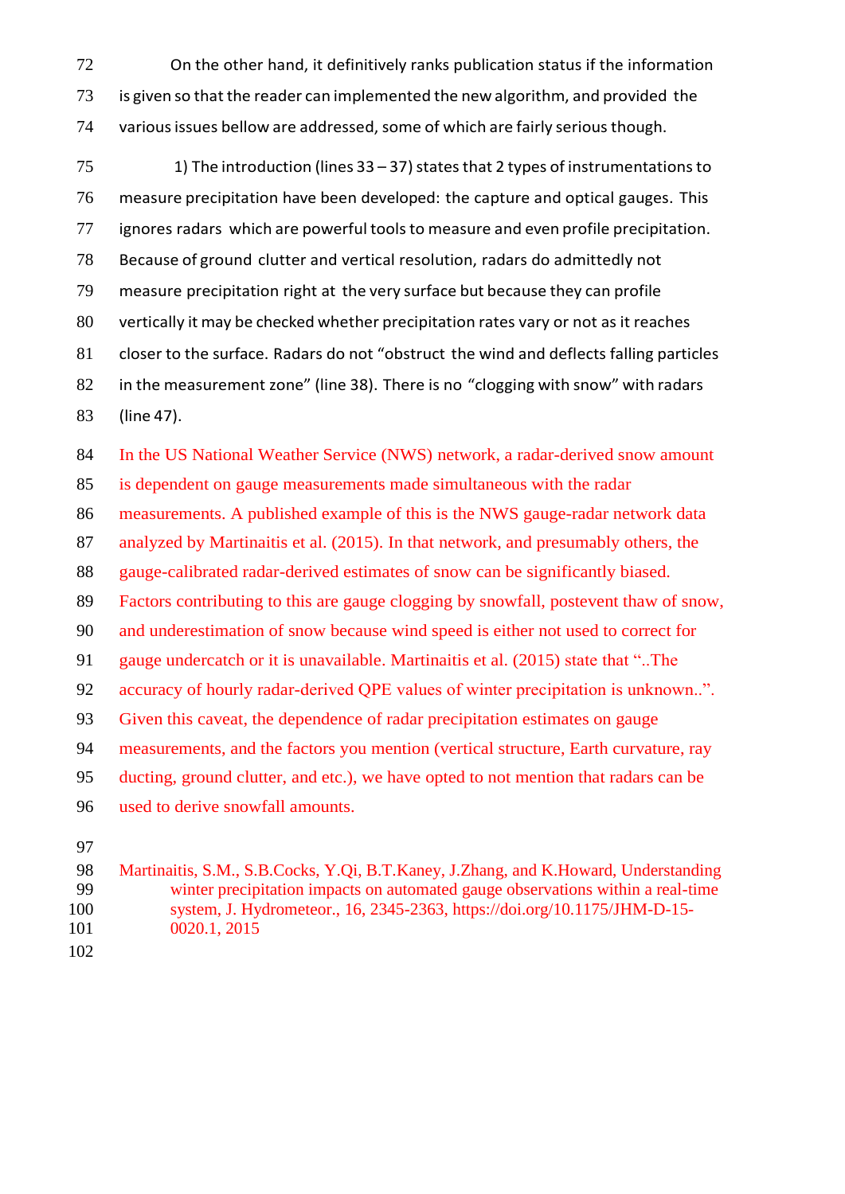On the other hand, it definitively ranks publication status if the information is given so that the reader can implemented the new algorithm, and provided the various issues bellow are addressed, some of which are fairly serious though.

1) The introduction (lines 33 – 37) states that 2 types of instrumentations to measure precipitation have been developed: the capture and optical gauges. This ignores radars which are powerful tools to measure and even profile precipitation. Because of ground clutter and vertical resolution, radars do admittedly not measure precipitation right at the very surface but because they can profile vertically it may be checked whether precipitation rates vary or not as it reaches closer to the surface. Radars do not "obstruct the wind and deflects falling particles in the measurement zone" (line 38). There is no "clogging with snow" with radars (line 47).

In the US National Weather Service (NWS) network, a radar-derived snow amount is dependent on gauge measurements made simultaneous with the radar measurements. A published example of this is the NWS gauge-radar network data analyzed by Martinaitis et al. (2015). In that network, and presumably others, the gauge-calibrated radar-derived estimates of snow can be significantly biased. Factors contributing to this are gauge clogging by snowfall, postevent thaw of snow, and underestimation of snow because wind speed is either not used to correct for gauge undercatch or it is unavailable. Martinaitis et al. (2015) state that "..The accuracy of hourly radar-derived QPE values of winter precipitation is unknown..". Given this caveat, the dependence of radar precipitation estimates on gauge measurements, and the factors you mention (vertical structure, Earth curvature, ray ducting, ground clutter, and etc.), we have opted to not mention that radars can be used to derive snowfall amounts.

Martinaitis, S.M., S.B.Cocks, Y.Qi, B.T.Kaney, J.Zhang, and K.Howard, Understanding winter precipitation impacts on automated gauge observations within a real-time system, J. Hydrometeor., 16, 2345-2363, https://doi.org/10.1175/JHM-D-15-0020.1, 2015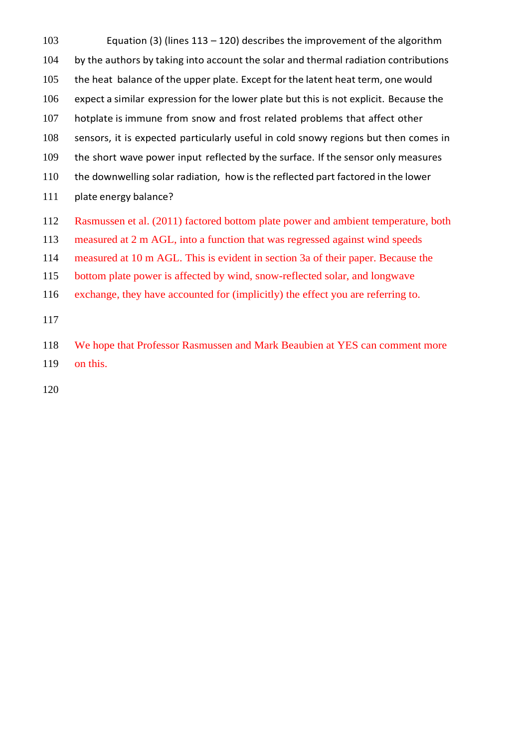Equation (3) (lines 113 – 120) describes the improvement of the algorithm by the authors by taking into account the solar and thermal radiation contributions the heat balance of the upper plate. Except for the latent heat term, one would expect a similar expression for the lower plate but this is not explicit. Because the hotplate is immune from snow and frost related problems that affect other sensors, it is expected particularly useful in cold snowy regions but then comes in the short wave power input reflected by the surface. If the sensor only measures the downwelling solar radiation, how is the reflected part factored in the lower plate energy balance?

Rasmussen et al. (2011) factored bottom plate power and ambient temperature, both measured at 2 m AGL, into a function that was regressed against wind speeds measured at 10 m AGL. This is evident in section 3a of their paper. Because the bottom plate power is affected by wind, snow-reflected solar, and longwave exchange, they have accounted for (implicitly) the effect you are referring to.

We hope that Professor Rasmussen and Mark Beaubien at YES can comment more on this.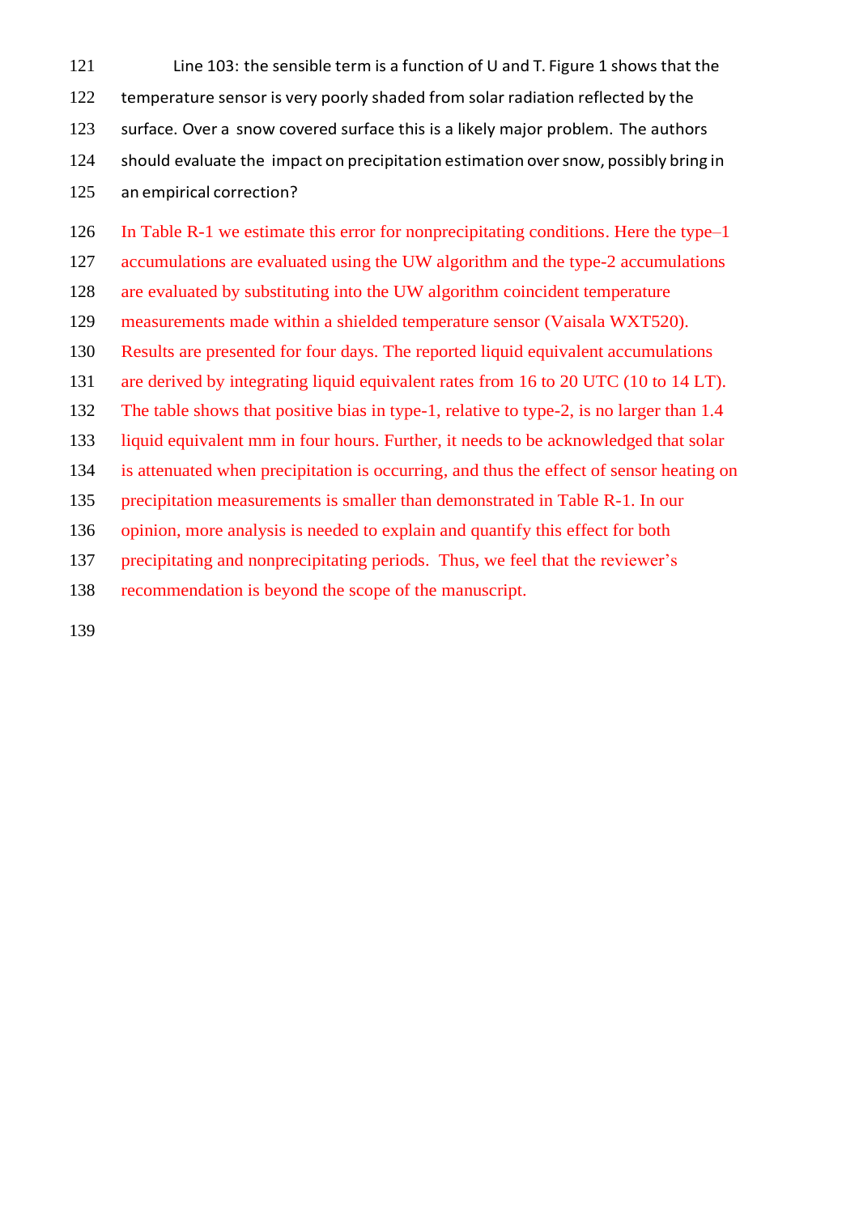Line 103: the sensible term is a function of U and T. Figure 1 shows that the temperature sensor is very poorly shaded from solar radiation reflected by the surface. Over a snow covered surface this is a likely major problem. The authors should evaluate the impact on precipitation estimation over snow, possibly bring in an empirical correction?

In Table R-1 we estimate this error for nonprecipitating conditions. Here the type–1 accumulations are evaluated using the UW algorithm and the type-2 accumulations are evaluated by substituting into the UW algorithm coincident temperature measurements made within a shielded temperature sensor (Vaisala WXT520). Results are presented for four days. The reported liquid equivalent accumulations are derived by integrating liquid equivalent rates from 16 to 20 UTC (10 to 14 LT). The table shows that positive bias in type-1, relative to type-2, is no larger than 1.4 liquid equivalent mm in four hours. Further, it needs to be acknowledged that solar is attenuated when precipitation is occurring, and thus the effect of sensor heating on precipitation measurements is smaller than demonstrated in Table R-1. In our opinion, more analysis is needed to explain and quantify this effect for both precipitating and nonprecipitating periods. Thus, we feel that the reviewer's recommendation is beyond the scope of the manuscript.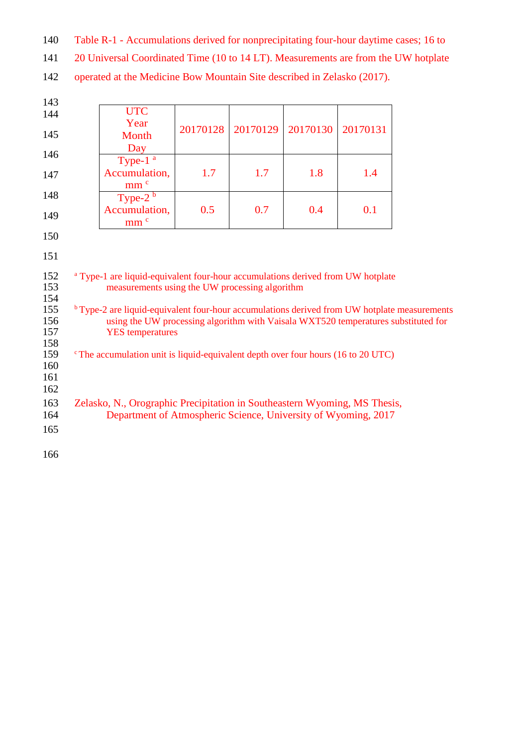Table R-1 - Accumulations derived for nonprecipitating four-hour daytime cases; 16 to 20 Universal Coordinated Time (10 to 14 LT). Measurements are from the UW hotplate operated at the Medicine Bow Mountain Site described in Zelasko (2017).

| UTC Year Month Day | 20170128 | 20170129 | 20170130 | 20170131 |
|---|---|---|---|---|
| Type-1 [a] Accumulation, mm [c] | 1.7 | 1.7 | 1.8 | 1.4 |
| Type-2 [b] Accumulation, mm [c] | 0.5 | 0.7 | 0.4 | 0.1 |

[a] Type-1 are liquid-equivalent four-hour accumulations derived from UW hotplate measurements using the UW processing algorithm

[b] Type-2 are liquid-equivalent four-hour accumulations derived from UW hotplate measurements using the UW processing algorithm with Vaisala WXT520 temperatures substituted for YES temperatures

[c] The accumulation unit is liquid-equivalent depth over four hours (16 to 20 UTC)

Zelasko, N., Orographic Precipitation in Southeastern Wyoming, MS Thesis, Department of Atmospheric Science, University of Wyoming, 2017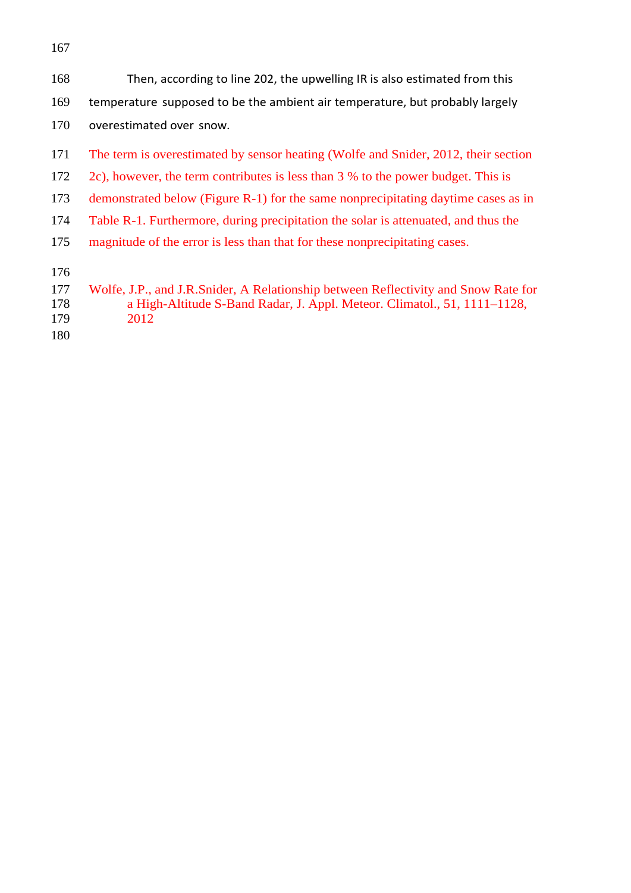Then, according to line 202, the upwelling IR is also estimated from this temperature supposed to be the ambient air temperature, but probably largely overestimated over snow.

The term is overestimated by sensor heating (Wolfe and Snider, 2012, their section 2c), however, the term contributes is less than 3 % to the power budget. This is demonstrated below (Figure R-1) for the same nonprecipitating daytime cases as in Table R-1. Furthermore, during precipitation the solar is attenuated, and thus the magnitude of the error is less than that for these nonprecipitating cases.

Wolfe, J.P., and J.R.Snider, A Relationship between Reflectivity and Snow Rate for a High-Altitude S-Band Radar, J. Appl. Meteor. Climatol., 51, 1111–1128, 2012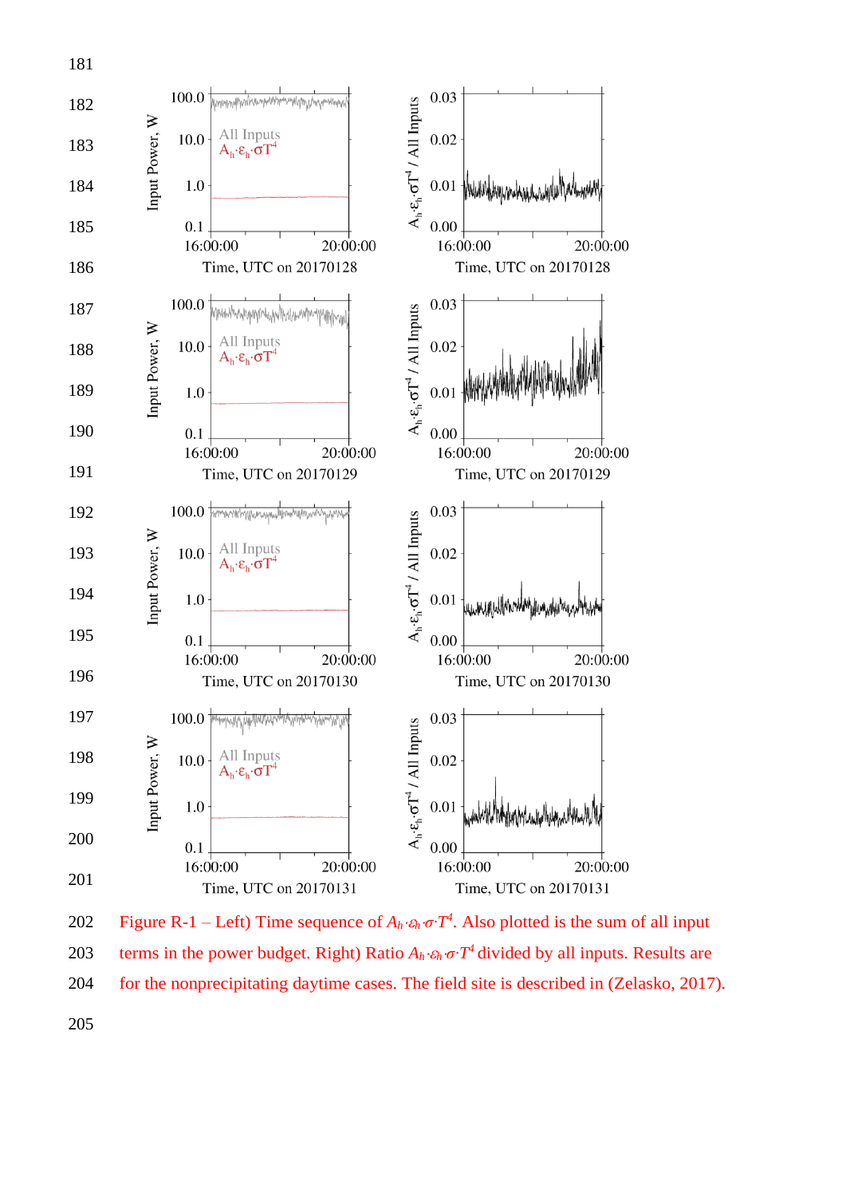Figure R-1 – Left) Time sequence of $A_h \cdot \varepsilon_h \cdot \sigma \cdot T^4$. Also plotted is the sum of all input terms in the power budget. Right) Ratio $A_h \cdot \varepsilon_h \cdot \sigma \cdot T^4$ divided by all inputs. Results are for the nonprecipitating daytime cases. The field site is described in (Zelasko, 2017).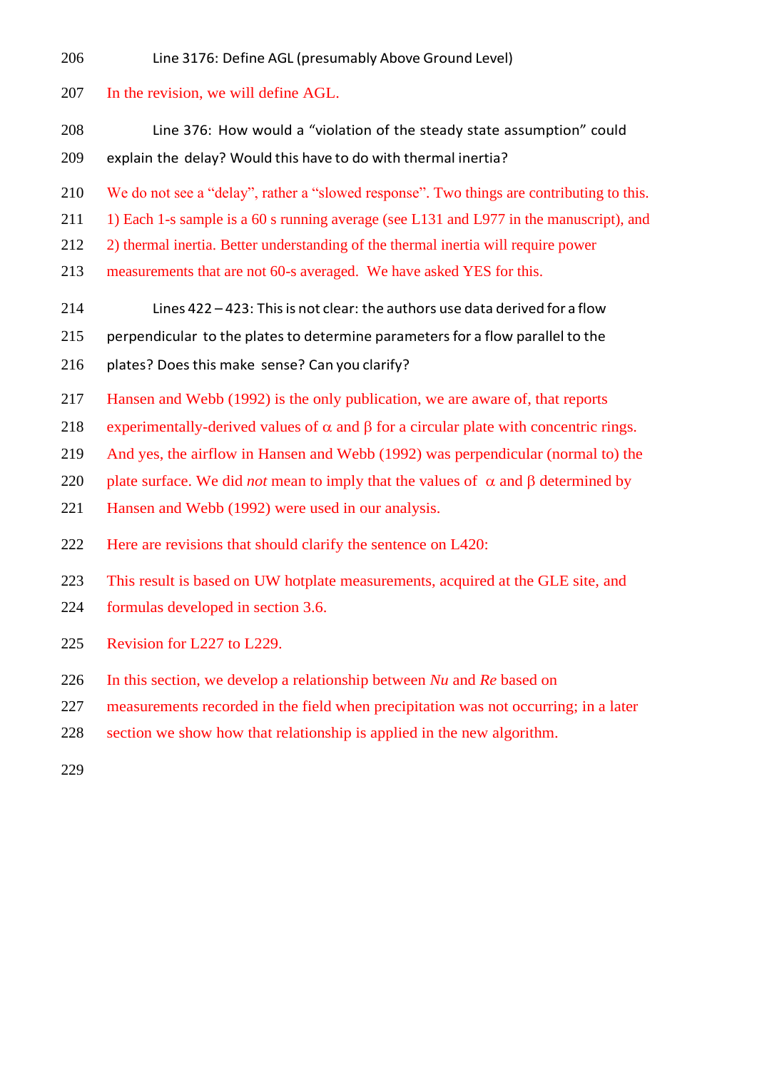Line 3176: Define AGL (presumably Above Ground Level)

In the revision, we will define AGL.

Line 376: How would a “violation of the steady state assumption” could explain the delay? Would this have to do with thermal inertia?

We do not see a “delay”, rather a “slowed response”. Two things are contributing to this. 1) Each 1-s sample is a 60 s running average (see L131 and L977 in the manuscript), and 2) thermal inertia. Better understanding of the thermal inertia will require power measurements that are not 60-s averaged. We have asked YES for this.

Lines 422 – 423: This is not clear: the authors use data derived for a flow perpendicular to the plates to determine parameters for a flow parallel to the plates? Does this make sense? Can you clarify?

Hansen and Webb (1992) is the only publication, we are aware of, that reports experimentally-derived values of $\alpha$ and $\beta$ for a circular plate with concentric rings. And yes, the airflow in Hansen and Webb (1992) was perpendicular (normal to) the plate surface. We did *not* mean to imply that the values of $\alpha$ and $\beta$ determined by Hansen and Webb (1992) were used in our analysis.

Here are revisions that should clarify the sentence on L420:

This result is based on UW hotplate measurements, acquired at the GLE site, and formulas developed in section 3.6.

Revision for L227 to L229.

In this section, we develop a relationship between *Nu* and *Re* based on measurements recorded in the field when precipitation was not occurring; in a later section we show how that relationship is applied in the new algorithm.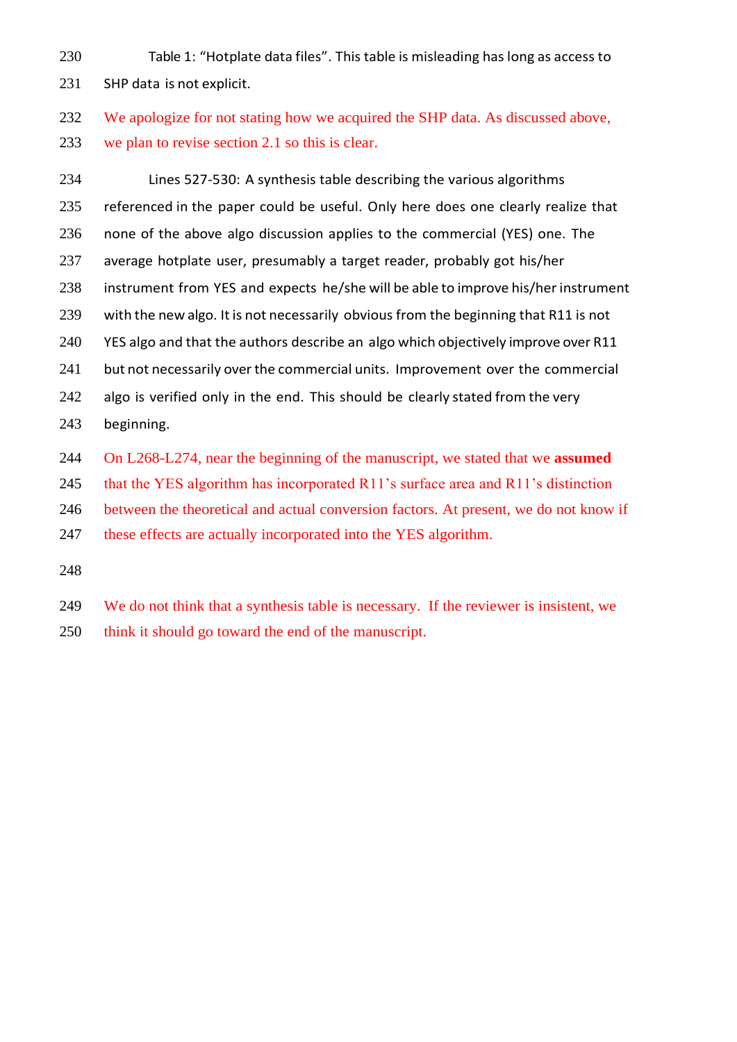Table 1: “Hotplate data files”. This table is misleading has long as access to SHP data is not explicit.

We apologize for not stating how we acquired the SHP data. As discussed above, we plan to revise section 2.1 so this is clear.

Lines 527-530: A synthesis table describing the various algorithms referenced in the paper could be useful. Only here does one clearly realize that none of the above algo discussion applies to the commercial (YES) one. The average hotplate user, presumably a target reader, probably got his/her instrument from YES and expects he/she will be able to improve his/her instrument with the new algo. It is not necessarily obvious from the beginning that R11 is not YES algo and that the authors describe an algo which objectively improve over R11 but not necessarily over the commercial units. Improvement over the commercial algo is verified only in the end. This should be clearly stated from the very beginning.

On L268-L274, near the beginning of the manuscript, we stated that we **assumed** that the YES algorithm has incorporated R11’s surface area and R11’s distinction between the theoretical and actual conversion factors. At present, we do not know if these effects are actually incorporated into the YES algorithm.

We do not think that a synthesis table is necessary. If the reviewer is insistent, we think it should go toward the end of the manuscript.